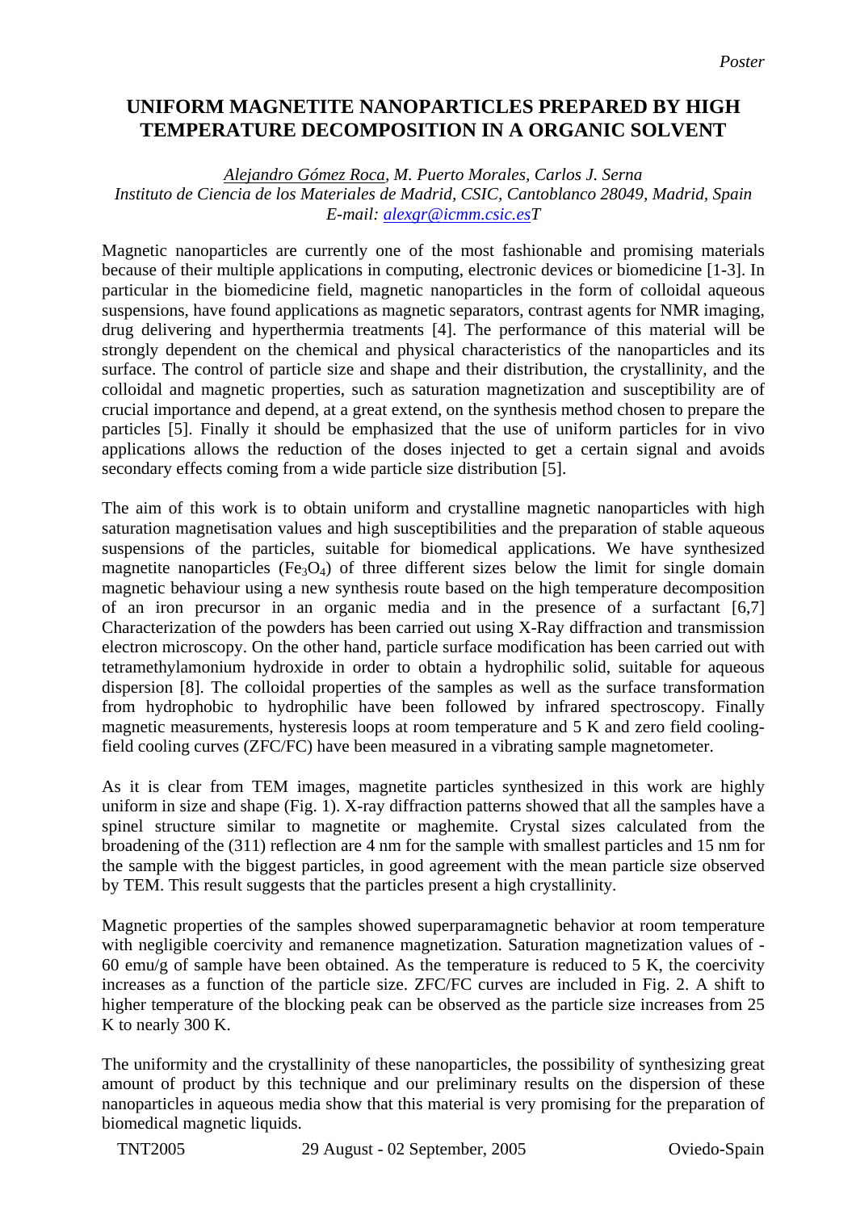*Poster*

# UNIFORM MAGNETITE NANOPARTICLES PREPARED BY HIGH TEMPERATURE DECOMPOSITION IN A ORGANIC SOLVENT

*Alejandro Gómez Roca, M. Puerto Morales, Carlos J. Serna*
*Instituto de Ciencia de los Materiales de Madrid, CSIC, Cantoblanco 28049, Madrid, Spain*
*E-mail: alexgr@icmm.csic.esT*

Magnetic nanoparticles are currently one of the most fashionable and promising materials because of their multiple applications in computing, electronic devices or biomedicine [1-3]. In particular in the biomedicine field, magnetic nanoparticles in the form of colloidal aqueous suspensions, have found applications as magnetic separators, contrast agents for NMR imaging, drug delivering and hyperthermia treatments [4]. The performance of this material will be strongly dependent on the chemical and physical characteristics of the nanoparticles and its surface. The control of particle size and shape and their distribution, the crystallinity, and the colloidal and magnetic properties, such as saturation magnetization and susceptibility are of crucial importance and depend, at a great extend, on the synthesis method chosen to prepare the particles [5]. Finally it should be emphasized that the use of uniform particles for in vivo applications allows the reduction of the doses injected to get a certain signal and avoids secondary effects coming from a wide particle size distribution [5].

The aim of this work is to obtain uniform and crystalline magnetic nanoparticles with high saturation magnetisation values and high susceptibilities and the preparation of stable aqueous suspensions of the particles, suitable for biomedical applications. We have synthesized magnetite nanoparticles ($Fe_3O_4$) of three different sizes below the limit for single domain magnetic behaviour using a new synthesis route based on the high temperature decomposition of an iron precursor in an organic media and in the presence of a surfactant [6,7] Characterization of the powders has been carried out using X-Ray diffraction and transmission electron microscopy. On the other hand, particle surface modification has been carried out with tetramethylamonium hydroxide in order to obtain a hydrophilic solid, suitable for aqueous dispersion [8]. The colloidal properties of the samples as well as the surface transformation from hydrophobic to hydrophilic have been followed by infrared spectroscopy. Finally magnetic measurements, hysteresis loops at room temperature and 5 K and zero field cooling-field cooling curves (ZFC/FC) have been measured in a vibrating sample magnetometer.

As it is clear from TEM images, magnetite particles synthesized in this work are highly uniform in size and shape (Fig. 1). X-ray diffraction patterns showed that all the samples have a spinel structure similar to magnetite or maghemite. Crystal sizes calculated from the broadening of the (311) reflection are 4 nm for the sample with smallest particles and 15 nm for the sample with the biggest particles, in good agreement with the mean particle size observed by TEM. This result suggests that the particles present a high crystallinity.

Magnetic properties of the samples showed superparamagnetic behavior at room temperature with negligible coercivity and remanence magnetization. Saturation magnetization values of -60 emu/g of sample have been obtained. As the temperature is reduced to 5 K, the coercivity increases as a function of the particle size. ZFC/FC curves are included in Fig. 2. A shift to higher temperature of the blocking peak can be observed as the particle size increases from 25 K to nearly 300 K.

The uniformity and the crystallinity of these nanoparticles, the possibility of synthesizing great amount of product by this technique and our preliminary results on the dispersion of these nanoparticles in aqueous media show that this material is very promising for the preparation of biomedical magnetic liquids.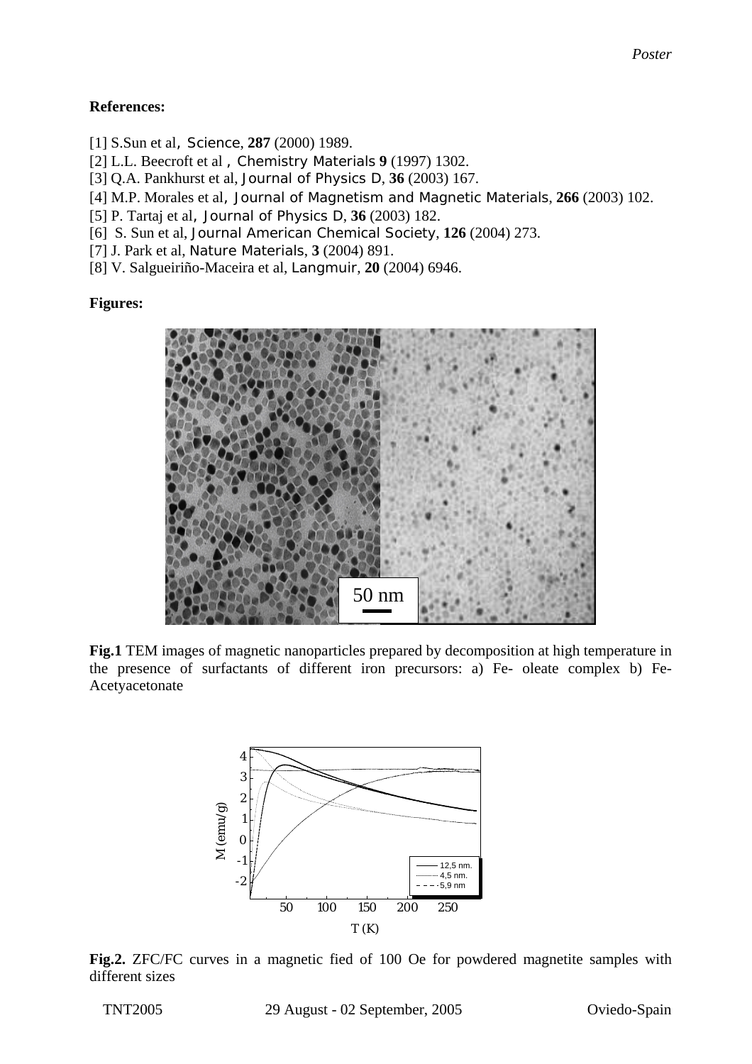**References:**

[1] S.Sun et al, Science, **287** (2000) 1989.
[2] L.L. Beecroft et al , Chemistry Materials **9** (1997) 1302.
[3] Q.A. Pankhurst et al, Journal of Physics D, **36** (2003) 167.
[4] M.P. Morales et al, Journal of Magnetism and Magnetic Materials, **266** (2003) 102.
[5] P. Tartaj et al, Journal of Physics D, **36** (2003) 182.
[6] S. Sun et al, Journal American Chemical Society, **126** (2004) 273.
[7] J. Park et al, Nature Materials, **3** (2004) 891.
[8] V. Salgueiriño-Maceira et al, Langmuir, **20** (2004) 6946.

**Figures:**

50 nm

**Fig.1** TEM images of magnetic nanoparticles prepared by decomposition at high temperature in the presence of surfactants of different iron precursors: a) Fe- oleate complex b) Fe-Acetyacetonate

M (emu/g)
4
3
2
1
0
-1
-2
50 100 150 200 250
T (K)
12,5 nm.
4,5 nm.
5,9 nm

**Fig.2.** ZFC/FC curves in a magnetic fied of 100 Oe for powdered magnetite samples with different sizes